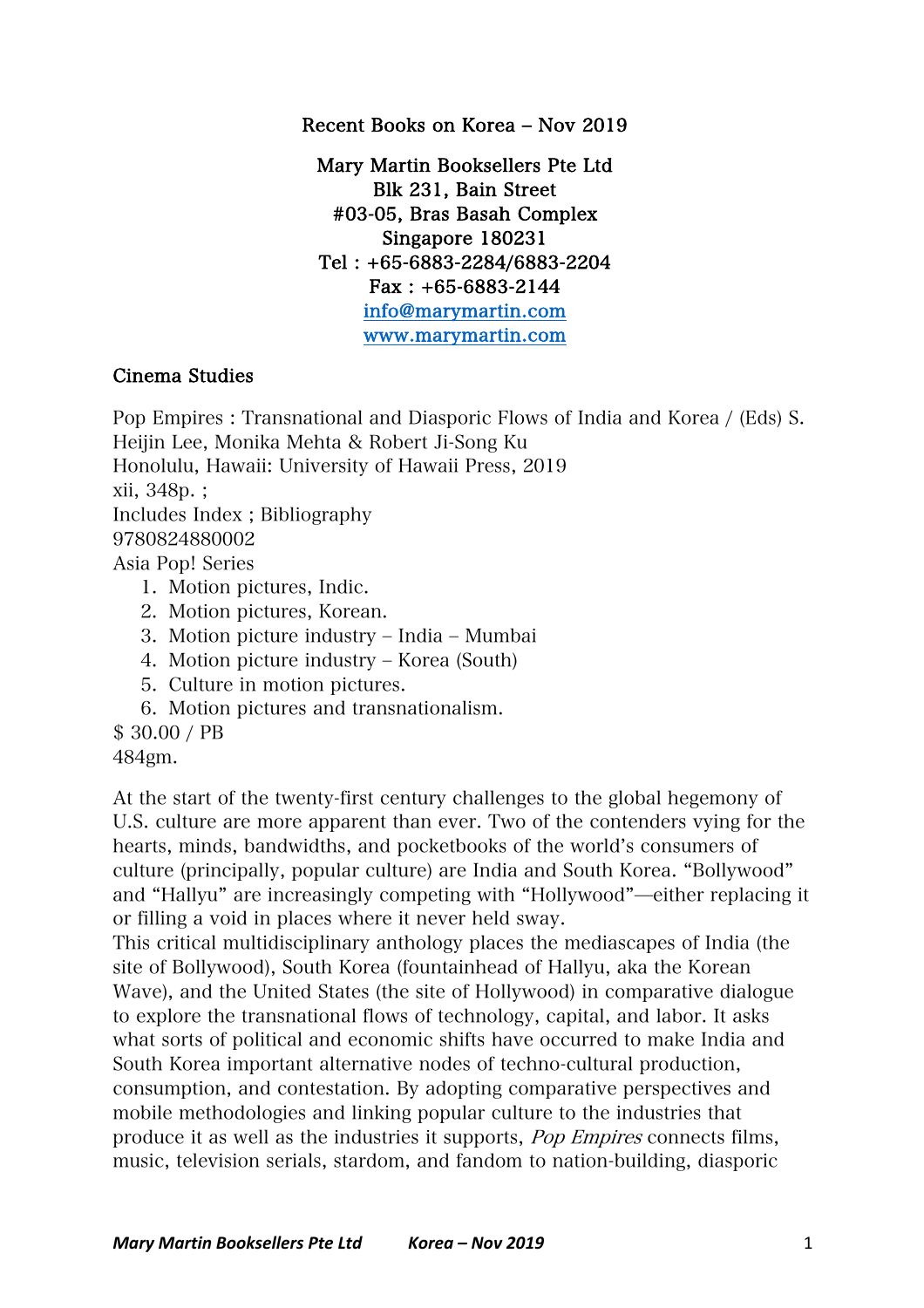Recent Books on Korea – Nov 2019

Mary Martin Booksellers Pte Ltd
Blk 231, Bain Street
#03-05, Bras Basah Complex
Singapore 180231
Tel : +65-6883-2284/6883-2204
Fax : +65-6883-2144
info@marymartin.com
www.marymartin.com

## Cinema Studies

Pop Empires : Transnational and Diasporic Flows of India and Korea / (Eds) S. Heijin Lee, Monika Mehta & Robert Ji-Song Ku
Honolulu, Hawaii: University of Hawaii Press, 2019
xii, 348p. ;
Includes Index ; Bibliography
9780824880002
Asia Pop! Series

1. Motion pictures, Indic.
2. Motion pictures, Korean.
3. Motion picture industry – India – Mumbai
4. Motion picture industry – Korea (South)
5. Culture in motion pictures.
6. Motion pictures and transnationalism.

$ 30.00 / PB
484gm.

At the start of the twenty-first century challenges to the global hegemony of U.S. culture are more apparent than ever. Two of the contenders vying for the hearts, minds, bandwidths, and pocketbooks of the world's consumers of culture (principally, popular culture) are India and South Korea. "Bollywood" and "Hallyu" are increasingly competing with "Hollywood"—either replacing it or filling a void in places where it never held sway.
This critical multidisciplinary anthology places the mediascapes of India (the site of Bollywood), South Korea (fountainhead of Hallyu, aka the Korean Wave), and the United States (the site of Hollywood) in comparative dialogue to explore the transnational flows of technology, capital, and labor. It asks what sorts of political and economic shifts have occurred to make India and South Korea important alternative nodes of techno-cultural production, consumption, and contestation. By adopting comparative perspectives and mobile methodologies and linking popular culture to the industries that produce it as well as the industries it supports, *Pop Empires* connects films, music, television serials, stardom, and fandom to nation-building, diasporic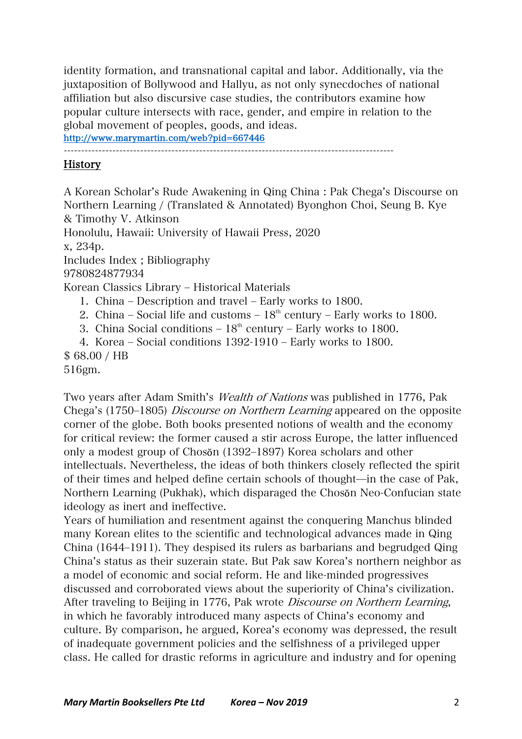identity formation, and transnational capital and labor. Additionally, via the juxtaposition of Bollywood and Hallyu, as not only synecdoches of national affiliation but also discursive case studies, the contributors examine how popular culture intersects with race, gender, and empire in relation to the global movement of peoples, goods, and ideas.
http://www.marymartin.com/web?pid=667446

---

## History

A Korean Scholar's Rude Awakening in Qing China : Pak Chega's Discourse on Northern Learning / (Translated & Annotated) Byonghon Choi, Seung B. Kye & Timothy V. Atkinson
Honolulu, Hawaii: University of Hawaii Press, 2020
x, 234p.
Includes Index ; Bibliography
9780824877934
Korean Classics Library – Historical Materials

1. China – Description and travel – Early works to 1800.
2. China – Social life and customs – 18th century – Early works to 1800.
3. China Social conditions – 18th century – Early works to 1800.
4. Korea – Social conditions 1392-1910 – Early works to 1800.

$ 68.00 / HB
516gm.

Two years after Adam Smith's *Wealth of Nations* was published in 1776, Pak Chega's (1750–1805) *Discourse on Northern Learning* appeared on the opposite corner of the globe. Both books presented notions of wealth and the economy for critical review: the former caused a stir across Europe, the latter influenced only a modest group of Chosŏn (1392–1897) Korea scholars and other intellectuals. Nevertheless, the ideas of both thinkers closely reflected the spirit of their times and helped define certain schools of thought—in the case of Pak, Northern Learning (Pukhak), which disparaged the Chosŏn Neo-Confucian state ideology as inert and ineffective.
Years of humiliation and resentment against the conquering Manchus blinded many Korean elites to the scientific and technological advances made in Qing China (1644–1911). They despised its rulers as barbarians and begrudged Qing China's status as their suzerain state. But Pak saw Korea's northern neighbor as a model of economic and social reform. He and like-minded progressives discussed and corroborated views about the superiority of China's civilization. After traveling to Beijing in 1776, Pak wrote *Discourse on Northern Learning*, in which he favorably introduced many aspects of China's economy and culture. By comparison, he argued, Korea's economy was depressed, the result of inadequate government policies and the selfishness of a privileged upper class. He called for drastic reforms in agriculture and industry and for opening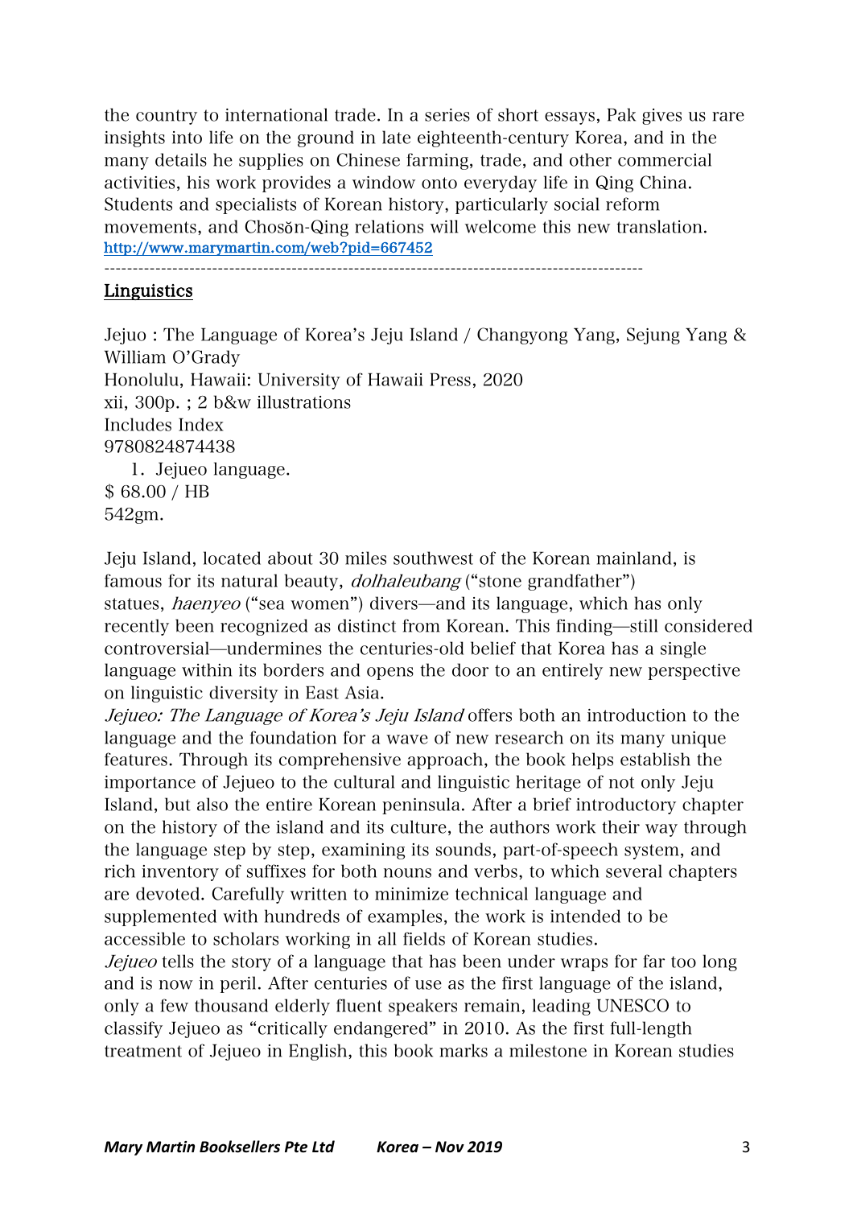the country to international trade. In a series of short essays, Pak gives us rare insights into life on the ground in late eighteenth-century Korea, and in the many details he supplies on Chinese farming, trade, and other commercial activities, his work provides a window onto everyday life in Qing China. Students and specialists of Korean history, particularly social reform movements, and Chosŏn-Qing relations will welcome this new translation.
http://www.marymartin.com/web?pid=667452

---

## Linguistics

Jejuo : The Language of Korea's Jeju Island / Changyong Yang, Sejung Yang & William O'Grady
Honolulu, Hawaii: University of Hawaii Press, 2020
xii, 300p. ; 2 b&w illustrations
Includes Index
9780824874438

1. Jejueo language.

$ 68.00 / HB
542gm.

Jeju Island, located about 30 miles southwest of the Korean mainland, is famous for its natural beauty, *dolhaleubang* ("stone grandfather") statues, *haenyeo* ("sea women") divers—and its language, which has only recently been recognized as distinct from Korean. This finding—still considered controversial—undermines the centuries-old belief that Korea has a single language within its borders and opens the door to an entirely new perspective on linguistic diversity in East Asia.
*Jejueo: The Language of Korea's Jeju Island* offers both an introduction to the language and the foundation for a wave of new research on its many unique features. Through its comprehensive approach, the book helps establish the importance of Jejueo to the cultural and linguistic heritage of not only Jeju Island, but also the entire Korean peninsula. After a brief introductory chapter on the history of the island and its culture, the authors work their way through the language step by step, examining its sounds, part-of-speech system, and rich inventory of suffixes for both nouns and verbs, to which several chapters are devoted. Carefully written to minimize technical language and supplemented with hundreds of examples, the work is intended to be accessible to scholars working in all fields of Korean studies.
*Jejueo* tells the story of a language that has been under wraps for far too long and is now in peril. After centuries of use as the first language of the island, only a few thousand elderly fluent speakers remain, leading UNESCO to classify Jejueo as "critically endangered" in 2010. As the first full-length treatment of Jejueo in English, this book marks a milestone in Korean studies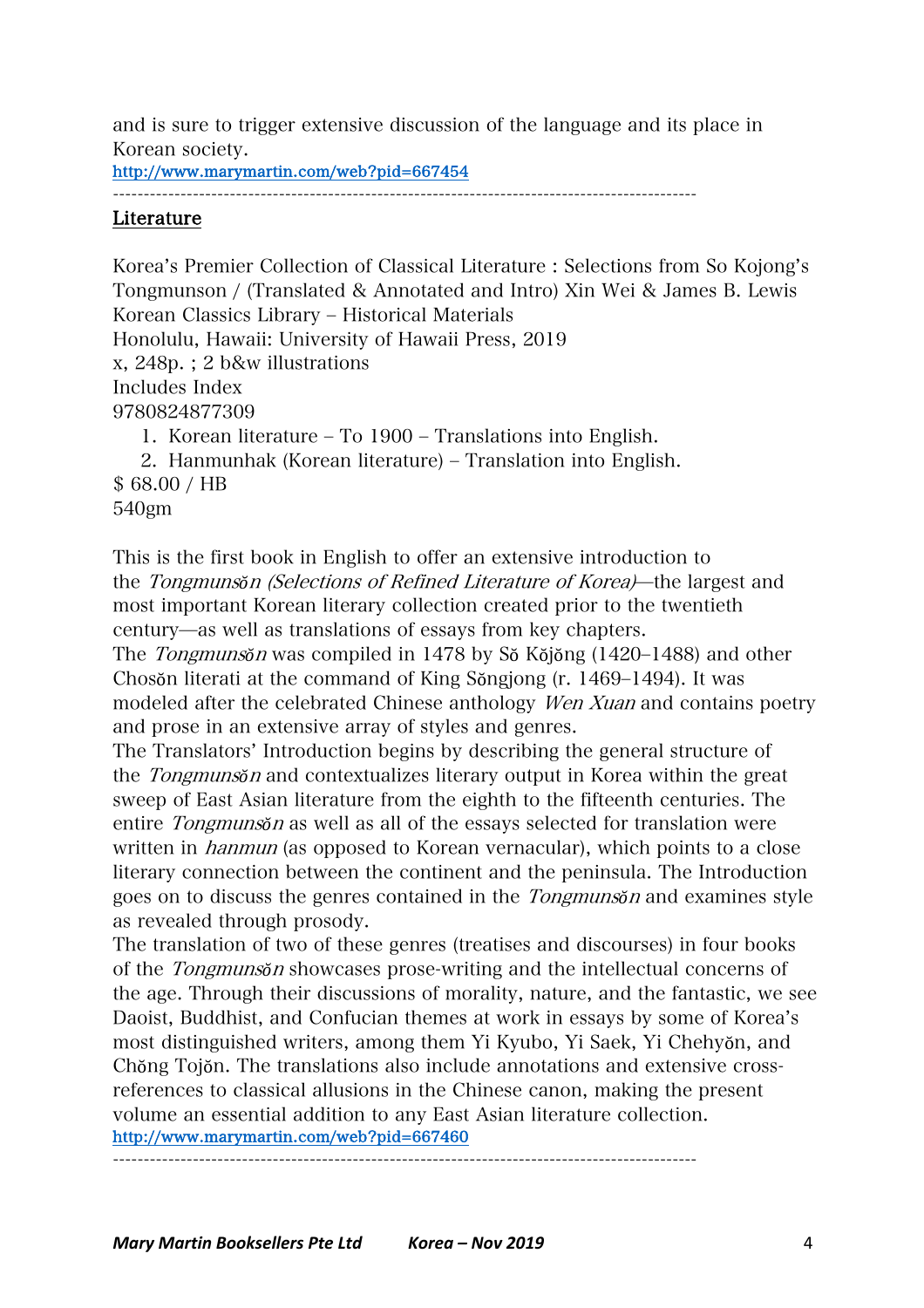and is sure to trigger extensive discussion of the language and its place in Korean society.
http://www.marymartin.com/web?pid=667454

-----------------------------------------------------------------------------------------------

## Literature

Korea's Premier Collection of Classical Literature : Selections from So Kojong's Tongmunson / (Translated & Annotated and Intro) Xin Wei & James B. Lewis
Korean Classics Library – Historical Materials
Honolulu, Hawaii: University of Hawaii Press, 2019
x, 248p. ; 2 b&w illustrations
Includes Index
9780824877309

1. Korean literature – To 1900 – Translations into English.
2. Hanmunhak (Korean literature) – Translation into English.

$ 68.00 / HB
540gm

This is the first book in English to offer an extensive introduction to the *Tongmunsŏn (Selections of Refined Literature of Korea)*—the largest and most important Korean literary collection created prior to the twentieth century—as well as translations of essays from key chapters.
The *Tongmunsŏn* was compiled in 1478 by Sŏ Kŏjŏng (1420–1488) and other Chosŏn literati at the command of King Sŏngjong (r. 1469–1494). It was modeled after the celebrated Chinese anthology *Wen Xuan* and contains poetry and prose in an extensive array of styles and genres.
The Translators' Introduction begins by describing the general structure of the *Tongmunsŏn* and contextualizes literary output in Korea within the great sweep of East Asian literature from the eighth to the fifteenth centuries. The entire *Tongmunsŏn* as well as all of the essays selected for translation were written in *hanmun* (as opposed to Korean vernacular), which points to a close literary connection between the continent and the peninsula. The Introduction goes on to discuss the genres contained in the *Tongmunsŏn* and examines style as revealed through prosody.
The translation of two of these genres (treatises and discourses) in four books of the *Tongmunsŏn* showcases prose-writing and the intellectual concerns of the age. Through their discussions of morality, nature, and the fantastic, we see Daoist, Buddhist, and Confucian themes at work in essays by some of Korea's most distinguished writers, among them Yi Kyubo, Yi Saek, Yi Chehyŏn, and Chŏng Tojŏn. The translations also include annotations and extensive cross-references to classical allusions in the Chinese canon, making the present volume an essential addition to any East Asian literature collection.
http://www.marymartin.com/web?pid=667460

-----------------------------------------------------------------------------------------------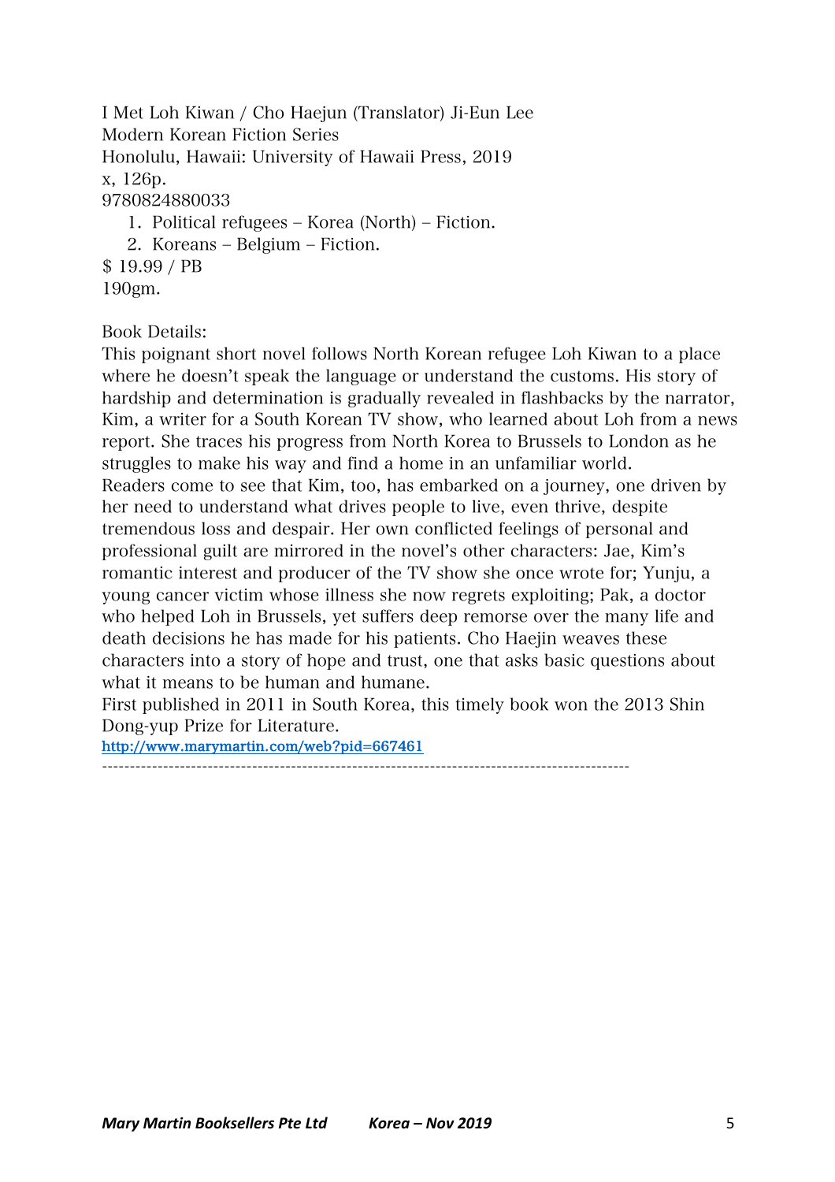I Met Loh Kiwan / Cho Haejun (Translator) Ji-Eun Lee
Modern Korean Fiction Series
Honolulu, Hawaii: University of Hawaii Press, 2019
x, 126p.
9780824880033

1. Political refugees – Korea (North) – Fiction.
2. Koreans – Belgium – Fiction.

$ 19.99 / PB
190gm.

Book Details:
This poignant short novel follows North Korean refugee Loh Kiwan to a place where he doesn't speak the language or understand the customs. His story of hardship and determination is gradually revealed in flashbacks by the narrator, Kim, a writer for a South Korean TV show, who learned about Loh from a news report. She traces his progress from North Korea to Brussels to London as he struggles to make his way and find a home in an unfamiliar world.
Readers come to see that Kim, too, has embarked on a journey, one driven by her need to understand what drives people to live, even thrive, despite tremendous loss and despair. Her own conflicted feelings of personal and professional guilt are mirrored in the novel's other characters: Jae, Kim's romantic interest and producer of the TV show she once wrote for; Yunju, a young cancer victim whose illness she now regrets exploiting; Pak, a doctor who helped Loh in Brussels, yet suffers deep remorse over the many life and death decisions he has made for his patients. Cho Haejin weaves these characters into a story of hope and trust, one that asks basic questions about what it means to be human and humane.
First published in 2011 in South Korea, this timely book won the 2013 Shin Dong-yup Prize for Literature.
http://www.marymartin.com/web?pid=667461

---